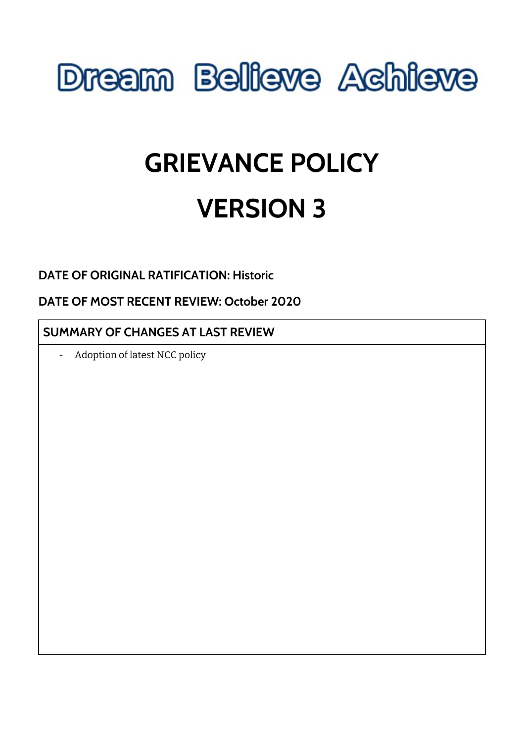# Dream Believe Achieve

# GRIEVANCE POLICY

# VERSION 3

**DATE OF ORIGINAL RATIFICATION: Historic**

**DATE OF MOST RECENT REVIEW: October 2020**

| **SUMMARY OF CHANGES AT LAST REVIEW** |
| --- |
| - Adoption of latest NCC policy |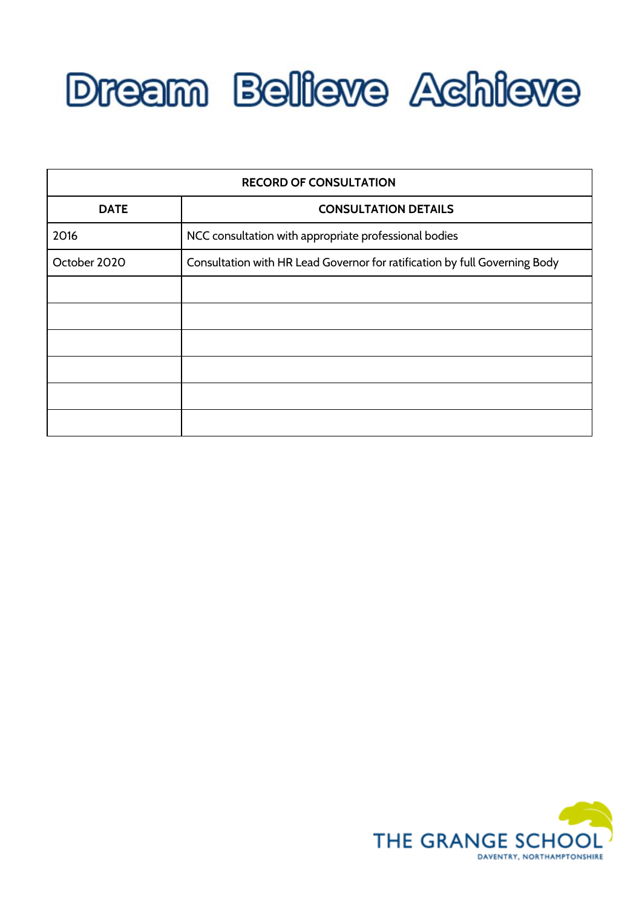# Dream Believe Achieve

| RECORD OF CONSULTATION | |
|---|---|
| **DATE** | **CONSULTATION DETAILS** |
| 2016 | NCC consultation with appropriate professional bodies |
| October 2020 | Consultation with HR Lead Governor for ratification by full Governing Body |
| | |
| | |
| | |
| | |
| | |
| | |

THE GRANGE SCHOOL
DAVENTRY, NORTHAMPTONSHIRE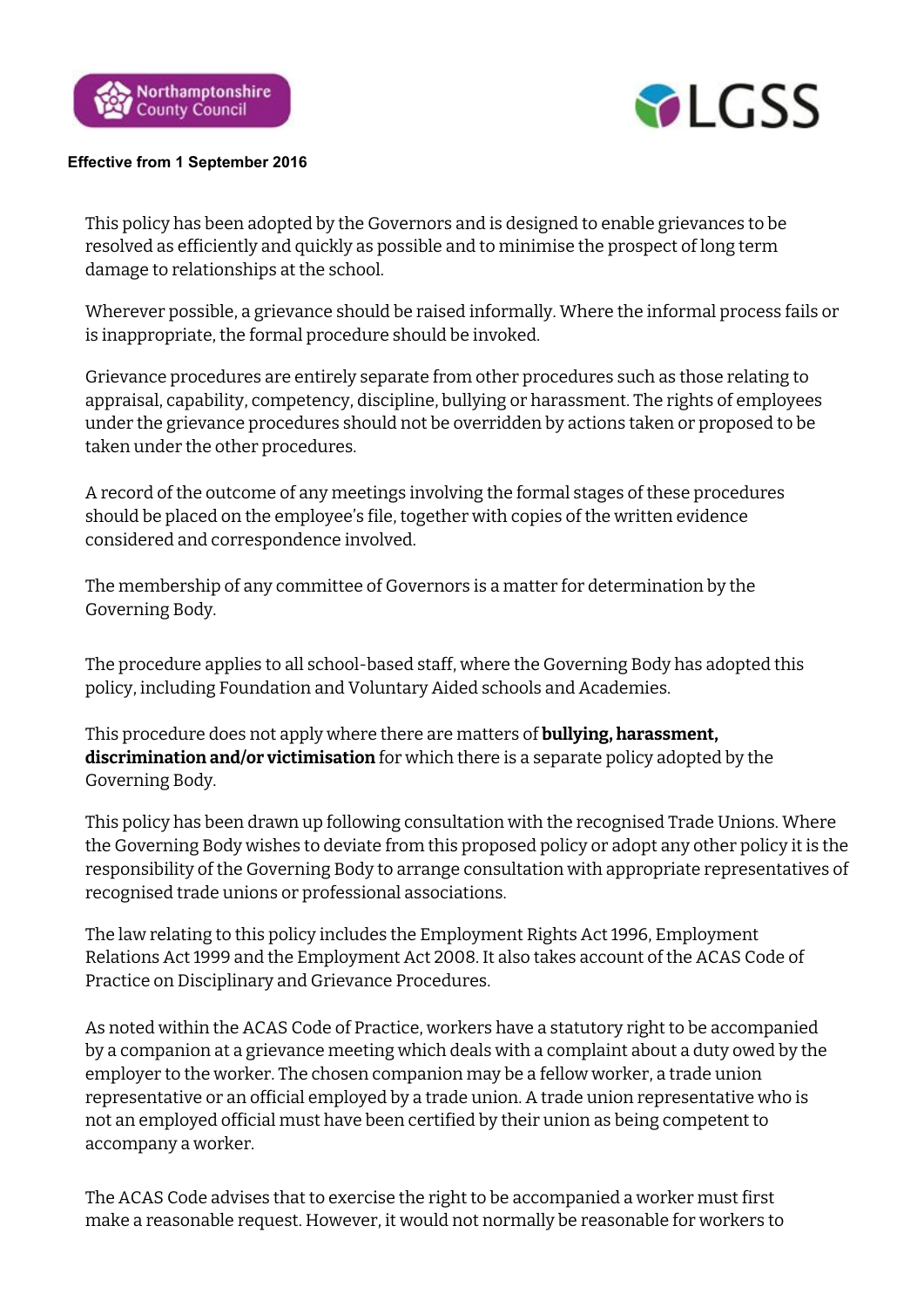**Effective from 1 September 2016**

This policy has been adopted by the Governors and is designed to enable grievances to be resolved as efficiently and quickly as possible and to minimise the prospect of long term damage to relationships at the school.

Wherever possible, a grievance should be raised informally. Where the informal process fails or is inappropriate, the formal procedure should be invoked.

Grievance procedures are entirely separate from other procedures such as those relating to appraisal, capability, competency, discipline, bullying or harassment. The rights of employees under the grievance procedures should not be overridden by actions taken or proposed to be taken under the other procedures.

A record of the outcome of any meetings involving the formal stages of these procedures should be placed on the employee's file, together with copies of the written evidence considered and correspondence involved.

The membership of any committee of Governors is a matter for determination by the Governing Body.

The procedure applies to all school-based staff, where the Governing Body has adopted this policy, including Foundation and Voluntary Aided schools and Academies.

This procedure does not apply where there are matters of **bullying, harassment, discrimination and/or victimisation** for which there is a separate policy adopted by the Governing Body.

This policy has been drawn up following consultation with the recognised Trade Unions. Where the Governing Body wishes to deviate from this proposed policy or adopt any other policy it is the responsibility of the Governing Body to arrange consultation with appropriate representatives of recognised trade unions or professional associations.

The law relating to this policy includes the Employment Rights Act 1996, Employment Relations Act 1999 and the Employment Act 2008. It also takes account of the ACAS Code of Practice on Disciplinary and Grievance Procedures.

As noted within the ACAS Code of Practice, workers have a statutory right to be accompanied by a companion at a grievance meeting which deals with a complaint about a duty owed by the employer to the worker. The chosen companion may be a fellow worker, a trade union representative or an official employed by a trade union. A trade union representative who is not an employed official must have been certified by their union as being competent to accompany a worker.

The ACAS Code advises that to exercise the right to be accompanied a worker must first make a reasonable request. However, it would not normally be reasonable for workers to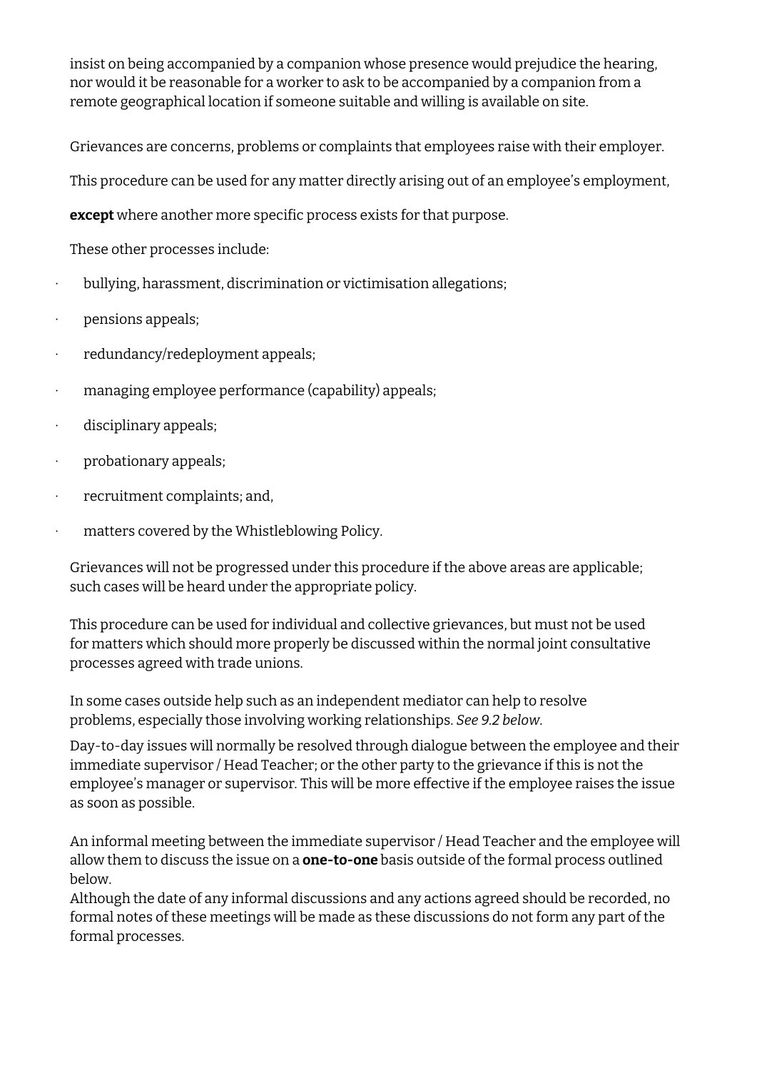insist on being accompanied by a companion whose presence would prejudice the hearing, nor would it be reasonable for a worker to ask to be accompanied by a companion from a remote geographical location if someone suitable and willing is available on site.

Grievances are concerns, problems or complaints that employees raise with their employer.

This procedure can be used for any matter directly arising out of an employee's employment,

**except** where another more specific process exists for that purpose.

These other processes include:

- bullying, harassment, discrimination or victimisation allegations;
- pensions appeals;
- redundancy/redeployment appeals;
- managing employee performance (capability) appeals;
- disciplinary appeals;
- probationary appeals;
- recruitment complaints; and,
- matters covered by the Whistleblowing Policy.

Grievances will not be progressed under this procedure if the above areas are applicable; such cases will be heard under the appropriate policy.

This procedure can be used for individual and collective grievances, but must not be used for matters which should more properly be discussed within the normal joint consultative processes agreed with trade unions.

In some cases outside help such as an independent mediator can help to resolve problems, especially those involving working relationships. *See 9.2 below*.

Day-to-day issues will normally be resolved through dialogue between the employee and their immediate supervisor / Head Teacher; or the other party to the grievance if this is not the employee's manager or supervisor. This will be more effective if the employee raises the issue as soon as possible.

An informal meeting between the immediate supervisor / Head Teacher and the employee will allow them to discuss the issue on a **one-to-one** basis outside of the formal process outlined below.

Although the date of any informal discussions and any actions agreed should be recorded, no formal notes of these meetings will be made as these discussions do not form any part of the formal processes.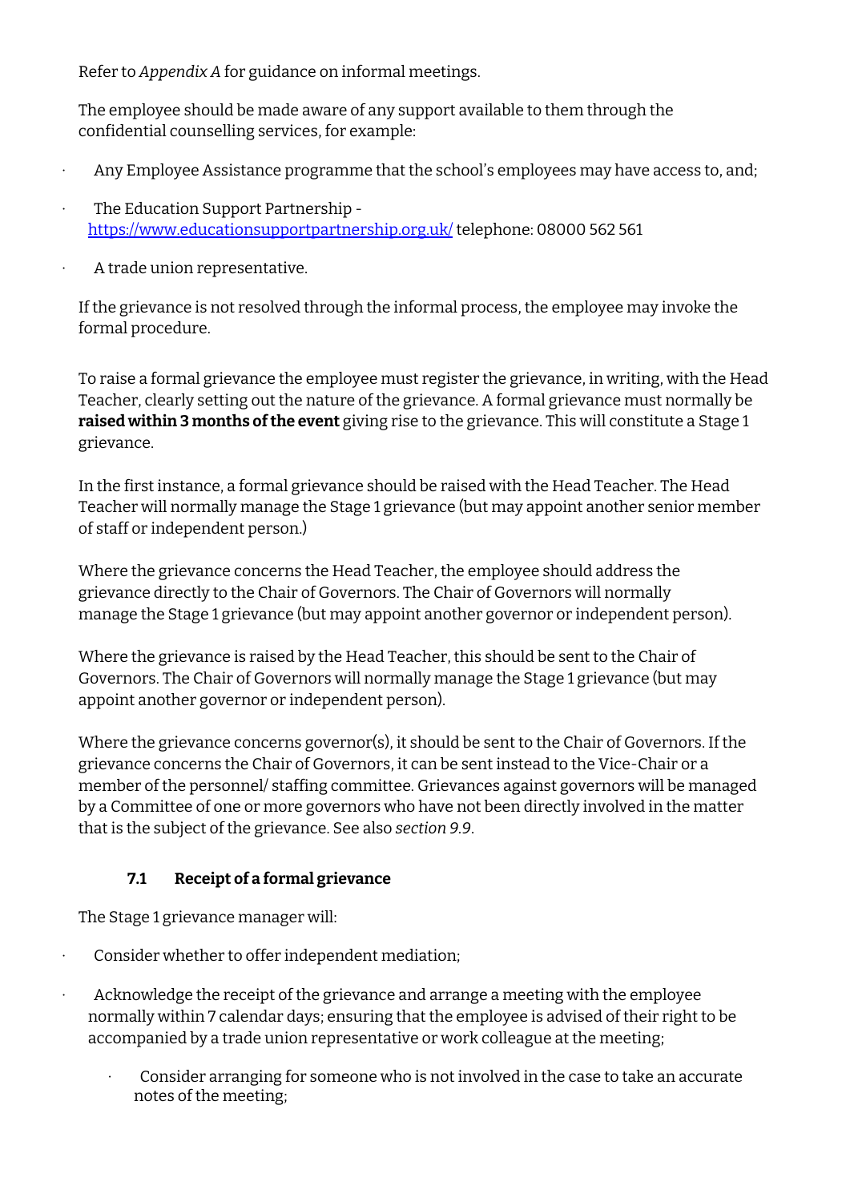Refer to *Appendix A* for guidance on informal meetings.

The employee should be made aware of any support available to them through the confidential counselling services, for example:

- Any Employee Assistance programme that the school's employees may have access to, and;
- The Education Support Partnership - https://www.educationsupportpartnership.org.uk/ telephone: 08000 562 561
- A trade union representative.

If the grievance is not resolved through the informal process, the employee may invoke the formal procedure.

To raise a formal grievance the employee must register the grievance, in writing, with the Head Teacher, clearly setting out the nature of the grievance. A formal grievance must normally be **raised within 3 months of the event** giving rise to the grievance. This will constitute a Stage 1 grievance.

In the first instance, a formal grievance should be raised with the Head Teacher. The Head Teacher will normally manage the Stage 1 grievance (but may appoint another senior member of staff or independent person.)

Where the grievance concerns the Head Teacher, the employee should address the grievance directly to the Chair of Governors. The Chair of Governors will normally manage the Stage 1 grievance (but may appoint another governor or independent person).

Where the grievance is raised by the Head Teacher, this should be sent to the Chair of Governors. The Chair of Governors will normally manage the Stage 1 grievance (but may appoint another governor or independent person).

Where the grievance concerns governor(s), it should be sent to the Chair of Governors. If the grievance concerns the Chair of Governors, it can be sent instead to the Vice-Chair or a member of the personnel/ staffing committee. Grievances against governors will be managed by a Committee of one or more governors who have not been directly involved in the matter that is the subject of the grievance. See also *section 9.9*.

### 7.1 Receipt of a formal grievance

The Stage 1 grievance manager will:

- Consider whether to offer independent mediation;
- Acknowledge the receipt of the grievance and arrange a meeting with the employee normally within 7 calendar days; ensuring that the employee is advised of their right to be accompanied by a trade union representative or work colleague at the meeting;
    - Consider arranging for someone who is not involved in the case to take an accurate notes of the meeting;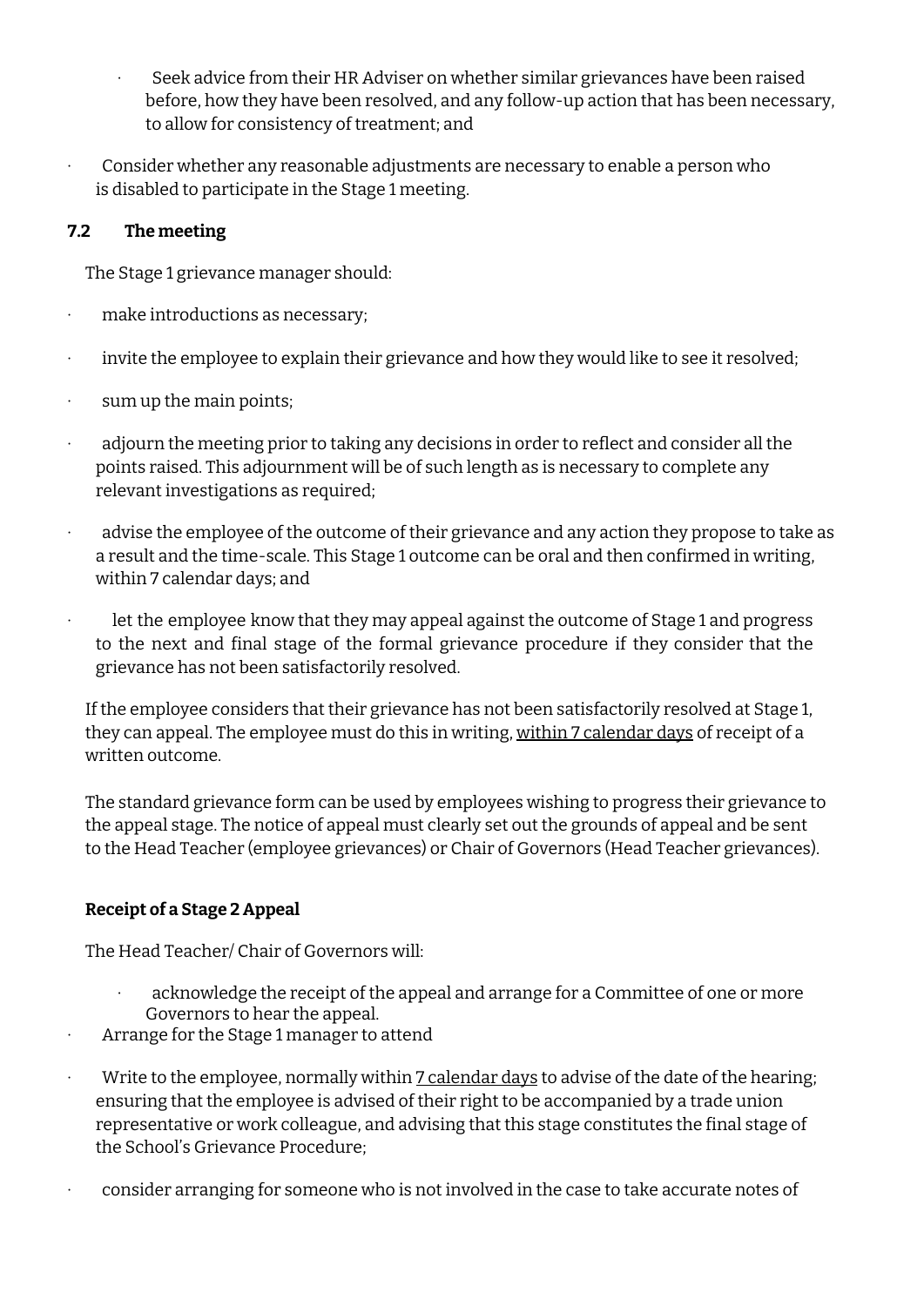- Seek advice from their HR Adviser on whether similar grievances have been raised before, how they have been resolved, and any follow-up action that has been necessary, to allow for consistency of treatment; and

- Consider whether any reasonable adjustments are necessary to enable a person who is disabled to participate in the Stage 1 meeting.

### 7.2 The meeting

The Stage 1 grievance manager should:

- make introductions as necessary;
- invite the employee to explain their grievance and how they would like to see it resolved;
- sum up the main points;
- adjourn the meeting prior to taking any decisions in order to reflect and consider all the points raised. This adjournment will be of such length as is necessary to complete any relevant investigations as required;
- advise the employee of the outcome of their grievance and any action they propose to take as a result and the time-scale. This Stage 1 outcome can be oral and then confirmed in writing, within 7 calendar days; and
- let the employee know that they may appeal against the outcome of Stage 1 and progress to the next and final stage of the formal grievance procedure if they consider that the grievance has not been satisfactorily resolved.

If the employee considers that their grievance has not been satisfactorily resolved at Stage 1, they can appeal. The employee must do this in writing, within 7 calendar days of receipt of a written outcome.

The standard grievance form can be used by employees wishing to progress their grievance to the appeal stage. The notice of appeal must clearly set out the grounds of appeal and be sent to the Head Teacher (employee grievances) or Chair of Governors (Head Teacher grievances).

**Receipt of a Stage 2 Appeal**

The Head Teacher/ Chair of Governors will:

- acknowledge the receipt of the appeal and arrange for a Committee of one or more Governors to hear the appeal.
- Arrange for the Stage 1 manager to attend
- Write to the employee, normally within 7 calendar days to advise of the date of the hearing; ensuring that the employee is advised of their right to be accompanied by a trade union representative or work colleague, and advising that this stage constitutes the final stage of the School's Grievance Procedure;
- consider arranging for someone who is not involved in the case to take accurate notes of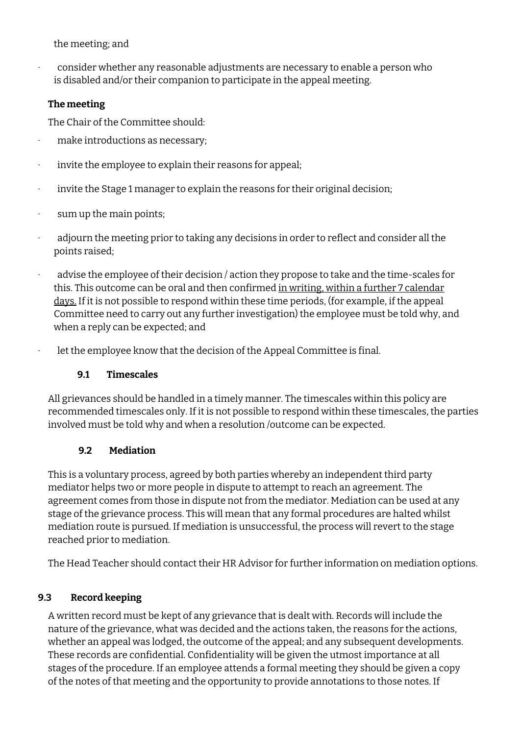the meeting; and

- consider whether any reasonable adjustments are necessary to enable a person who is disabled and/or their companion to participate in the appeal meeting.

**The meeting**

The Chair of the Committee should:

- make introductions as necessary;
- invite the employee to explain their reasons for appeal;
- invite the Stage 1 manager to explain the reasons for their original decision;
- sum up the main points;
- adjourn the meeting prior to taking any decisions in order to reflect and consider all the points raised;
- advise the employee of their decision / action they propose to take and the time-scales for this. This outcome can be oral and then confirmed <u>in writing, within a further 7 calendar days.</u> If it is not possible to respond within these time periods, (for example, if the appeal Committee need to carry out any further investigation) the employee must be told why, and when a reply can be expected; and
- let the employee know that the decision of the Appeal Committee is final.

### 9.1 Timescales

All grievances should be handled in a timely manner. The timescales within this policy are recommended timescales only. If it is not possible to respond within these timescales, the parties involved must be told why and when a resolution /outcome can be expected.

### 9.2 Mediation

This is a voluntary process, agreed by both parties whereby an independent third party mediator helps two or more people in dispute to attempt to reach an agreement. The agreement comes from those in dispute not from the mediator. Mediation can be used at any stage of the grievance process. This will mean that any formal procedures are halted whilst mediation route is pursued. If mediation is unsuccessful, the process will revert to the stage reached prior to mediation.

The Head Teacher should contact their HR Advisor for further information on mediation options.

### 9.3 Record keeping

A written record must be kept of any grievance that is dealt with. Records will include the nature of the grievance, what was decided and the actions taken, the reasons for the actions, whether an appeal was lodged, the outcome of the appeal; and any subsequent developments. These records are confidential. Confidentiality will be given the utmost importance at all stages of the procedure. If an employee attends a formal meeting they should be given a copy of the notes of that meeting and the opportunity to provide annotations to those notes. If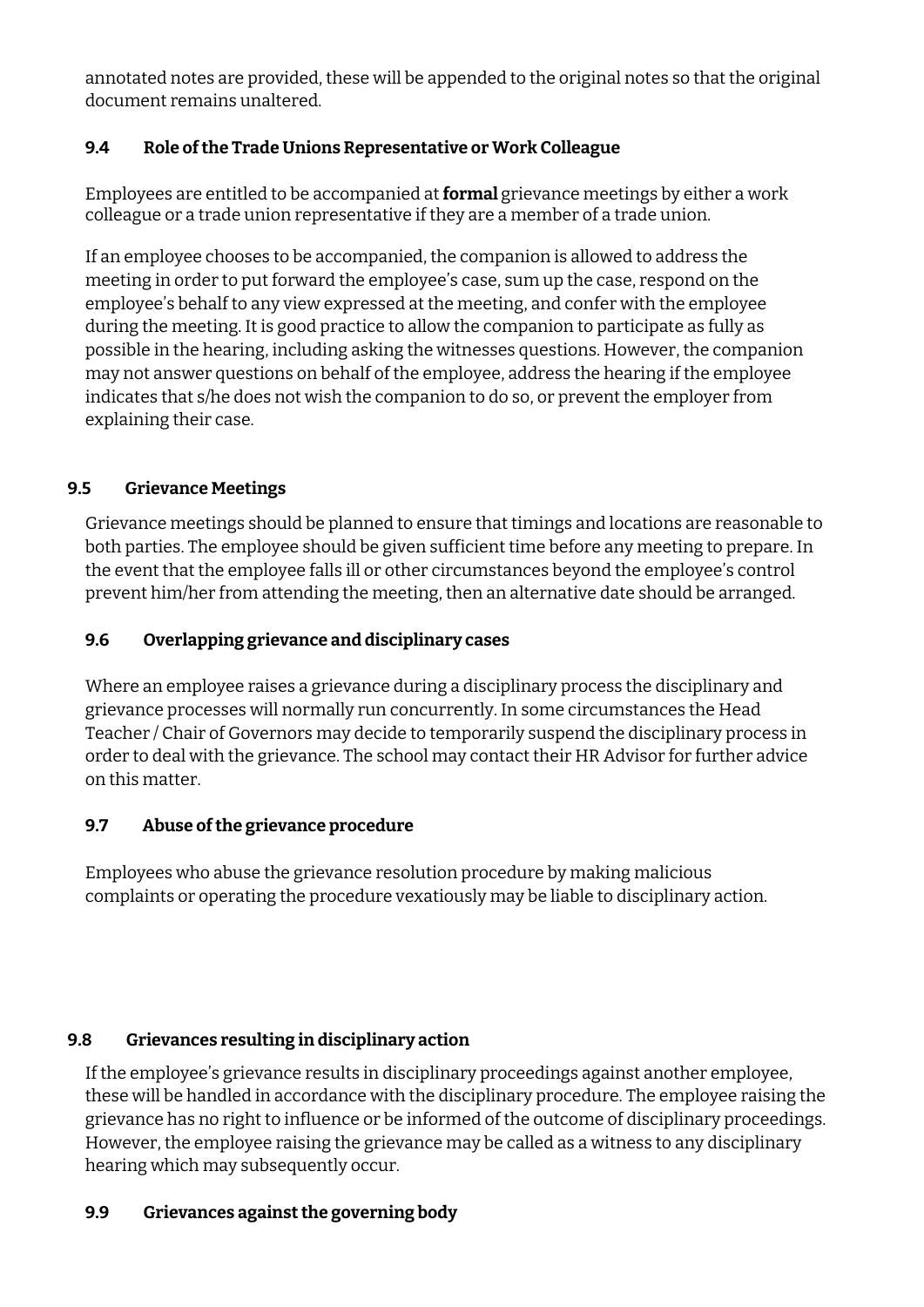annotated notes are provided, these will be appended to the original notes so that the original document remains unaltered.

### 9.4 Role of the Trade Unions Representative or Work Colleague

Employees are entitled to be accompanied at **formal** grievance meetings by either a work colleague or a trade union representative if they are a member of a trade union.

If an employee chooses to be accompanied, the companion is allowed to address the meeting in order to put forward the employee's case, sum up the case, respond on the employee's behalf to any view expressed at the meeting, and confer with the employee during the meeting. It is good practice to allow the companion to participate as fully as possible in the hearing, including asking the witnesses questions. However, the companion may not answer questions on behalf of the employee, address the hearing if the employee indicates that s/he does not wish the companion to do so, or prevent the employer from explaining their case.

### 9.5 Grievance Meetings

Grievance meetings should be planned to ensure that timings and locations are reasonable to both parties. The employee should be given sufficient time before any meeting to prepare. In the event that the employee falls ill or other circumstances beyond the employee's control prevent him/her from attending the meeting, then an alternative date should be arranged.

### 9.6 Overlapping grievance and disciplinary cases

Where an employee raises a grievance during a disciplinary process the disciplinary and grievance processes will normally run concurrently. In some circumstances the Head Teacher / Chair of Governors may decide to temporarily suspend the disciplinary process in order to deal with the grievance. The school may contact their HR Advisor for further advice on this matter.

### 9.7 Abuse of the grievance procedure

Employees who abuse the grievance resolution procedure by making malicious complaints or operating the procedure vexatiously may be liable to disciplinary action.

### 9.8 Grievances resulting in disciplinary action

If the employee's grievance results in disciplinary proceedings against another employee, these will be handled in accordance with the disciplinary procedure. The employee raising the grievance has no right to influence or be informed of the outcome of disciplinary proceedings. However, the employee raising the grievance may be called as a witness to any disciplinary hearing which may subsequently occur.

### 9.9 Grievances against the governing body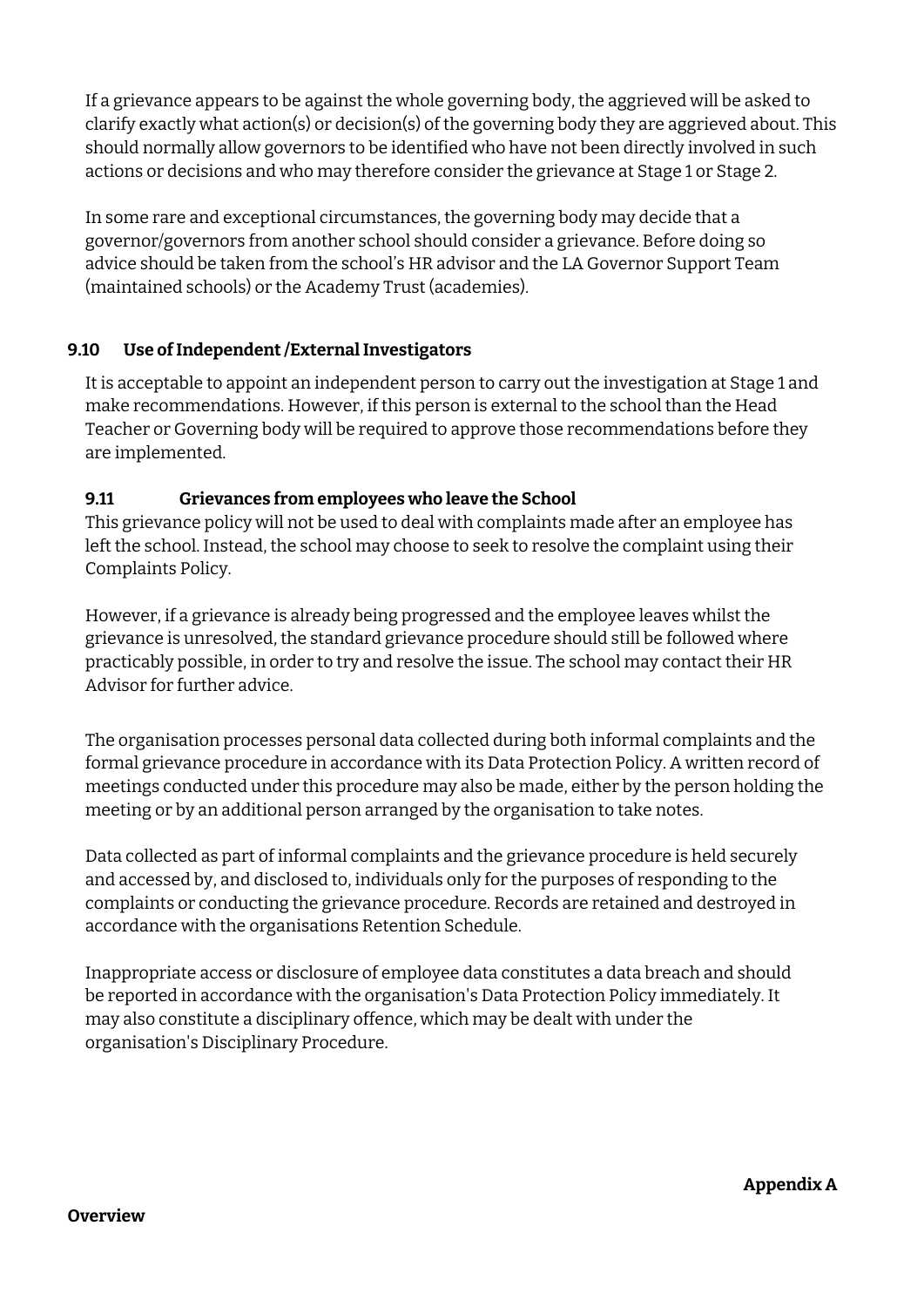If a grievance appears to be against the whole governing body, the aggrieved will be asked to clarify exactly what action(s) or decision(s) of the governing body they are aggrieved about. This should normally allow governors to be identified who have not been directly involved in such actions or decisions and who may therefore consider the grievance at Stage 1 or Stage 2.

In some rare and exceptional circumstances, the governing body may decide that a governor/governors from another school should consider a grievance. Before doing so advice should be taken from the school's HR advisor and the LA Governor Support Team (maintained schools) or the Academy Trust (academies).

### 9.10 Use of Independent /External Investigators

It is acceptable to appoint an independent person to carry out the investigation at Stage 1 and make recommendations. However, if this person is external to the school than the Head Teacher or Governing body will be required to approve those recommendations before they are implemented.

### 9.11 Grievances from employees who leave the School

This grievance policy will not be used to deal with complaints made after an employee has left the school. Instead, the school may choose to seek to resolve the complaint using their Complaints Policy.

However, if a grievance is already being progressed and the employee leaves whilst the grievance is unresolved, the standard grievance procedure should still be followed where practicably possible, in order to try and resolve the issue. The school may contact their HR Advisor for further advice.

The organisation processes personal data collected during both informal complaints and the formal grievance procedure in accordance with its Data Protection Policy. A written record of meetings conducted under this procedure may also be made, either by the person holding the meeting or by an additional person arranged by the organisation to take notes.

Data collected as part of informal complaints and the grievance procedure is held securely and accessed by, and disclosed to, individuals only for the purposes of responding to the complaints or conducting the grievance procedure. Records are retained and destroyed in accordance with the organisations Retention Schedule.

Inappropriate access or disclosure of employee data constitutes a data breach and should be reported in accordance with the organisation's Data Protection Policy immediately. It may also constitute a disciplinary offence, which may be dealt with under the organisation's Disciplinary Procedure.

**Appendix A**

**Overview**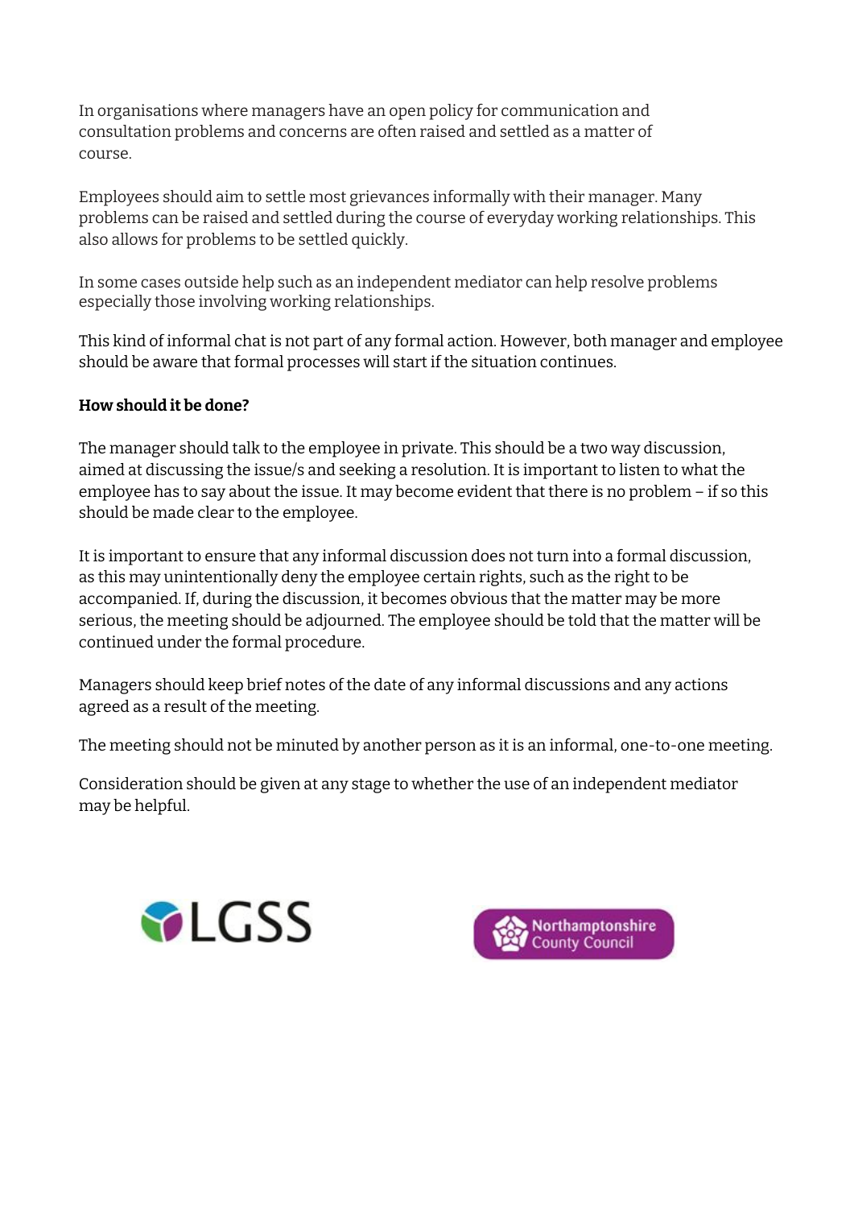In organisations where managers have an open policy for communication and consultation problems and concerns are often raised and settled as a matter of course.

Employees should aim to settle most grievances informally with their manager. Many problems can be raised and settled during the course of everyday working relationships. This also allows for problems to be settled quickly.

In some cases outside help such as an independent mediator can help resolve problems especially those involving working relationships.

This kind of informal chat is not part of any formal action. However, both manager and employee should be aware that formal processes will start if the situation continues.

**How should it be done?**

The manager should talk to the employee in private. This should be a two way discussion, aimed at discussing the issue/s and seeking a resolution. It is important to listen to what the employee has to say about the issue. It may become evident that there is no problem – if so this should be made clear to the employee.

It is important to ensure that any informal discussion does not turn into a formal discussion, as this may unintentionally deny the employee certain rights, such as the right to be accompanied. If, during the discussion, it becomes obvious that the matter may be more serious, the meeting should be adjourned. The employee should be told that the matter will be continued under the formal procedure.

Managers should keep brief notes of the date of any informal discussions and any actions agreed as a result of the meeting.

The meeting should not be minuted by another person as it is an informal, one-to-one meeting.

Consideration should be given at any stage to whether the use of an independent mediator may be helpful.

LGSS

Northamptonshire County Council